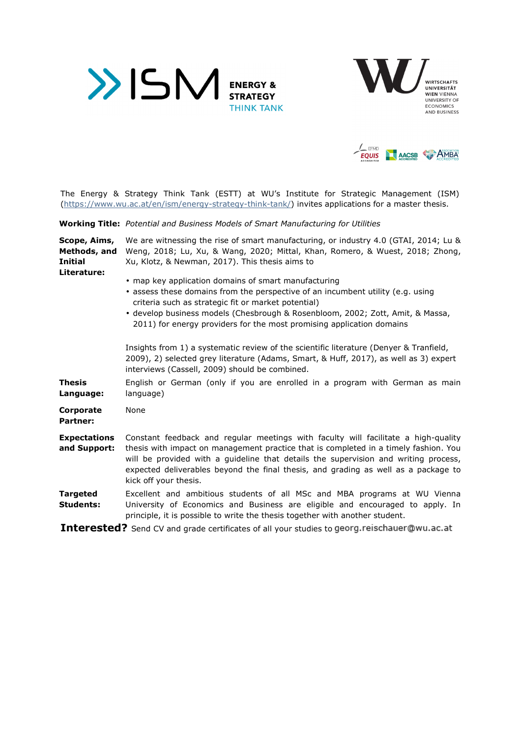The Energy & Strategy Think Tank (ESTT) at WU's Institute for Strategic Management (ISM) (https://www.wu.ac.at/en/ism/energy-strategy-think-tank/) invites applications for a master thesis.

**Working Title:** *Potential and Business Models of Smart Manufacturing for Utilities*

**Scope, Aims, Methods, and Initial Literature:**

We are witnessing the rise of smart manufacturing, or industry 4.0 (GTAI, 2014; Lu & Weng, 2018; Lu, Xu, & Wang, 2020; Mittal, Khan, Romero, & Wuest, 2018; Zhong, Xu, Klotz, & Newman, 2017). This thesis aims to

- map key application domains of smart manufacturing
- assess these domains from the perspective of an incumbent utility (e.g. using criteria such as strategic fit or market potential)
- develop business models (Chesbrough & Rosenbloom, 2002; Zott, Amit, & Massa, 2011) for energy providers for the most promising application domains

Insights from 1) a systematic review of the scientific literature (Denyer & Tranfield, 2009), 2) selected grey literature (Adams, Smart, & Huff, 2017), as well as 3) expert interviews (Cassell, 2009) should be combined.

**Thesis Language:** English or German (only if you are enrolled in a program with German as main language)

**Corporate Partner:** None

**Expectations and Support:** Constant feedback and regular meetings with faculty will facilitate a high-quality thesis with impact on management practice that is completed in a timely fashion. You will be provided with a guideline that details the supervision and writing process, expected deliverables beyond the final thesis, and grading as well as a package to kick off your thesis.

**Targeted Students:** Excellent and ambitious students of all MSc and MBA programs at WU Vienna University of Economics and Business are eligible and encouraged to apply. In principle, it is possible to write the thesis together with another student.

**Interested?** Send CV and grade certificates of all your studies to georg.reischauer@wu.ac.at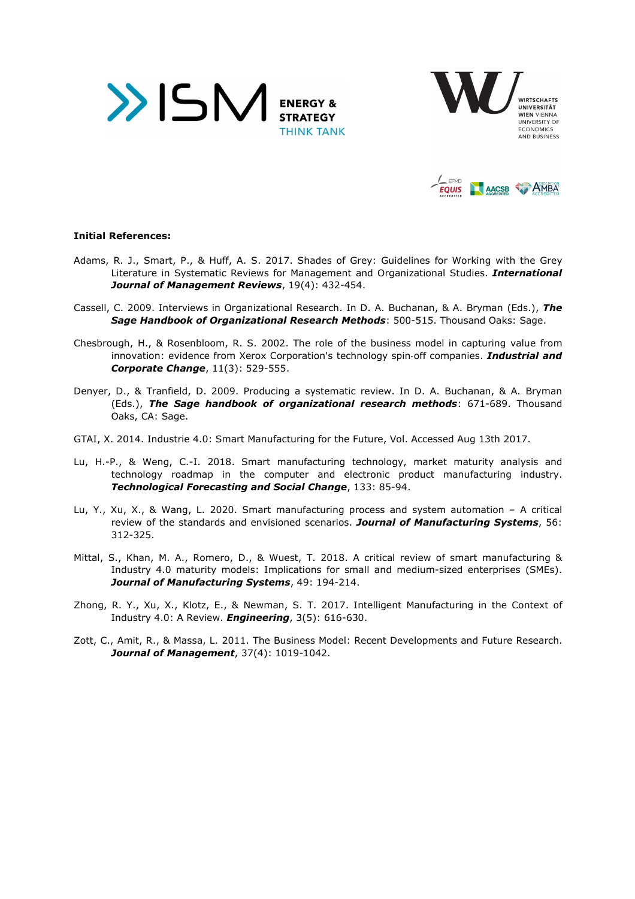**Initial References:**

Adams, R. J., Smart, P., & Huff, A. S. 2017. Shades of Grey: Guidelines for Working with the Grey Literature in Systematic Reviews for Management and Organizational Studies. ***International Journal of Management Reviews***, 19(4): 432-454.

Cassell, C. 2009. Interviews in Organizational Research. In D. A. Buchanan, & A. Bryman (Eds.), ***The Sage Handbook of Organizational Research Methods***: 500-515. Thousand Oaks: Sage.

Chesbrough, H., & Rosenbloom, R. S. 2002. The role of the business model in capturing value from innovation: evidence from Xerox Corporation's technology spin-off companies. ***Industrial and Corporate Change***, 11(3): 529-555.

Denyer, D., & Tranfield, D. 2009. Producing a systematic review. In D. A. Buchanan, & A. Bryman (Eds.), ***The Sage handbook of organizational research methods***: 671-689. Thousand Oaks, CA: Sage.

GTAI, X. 2014. Industrie 4.0: Smart Manufacturing for the Future, Vol. Accessed Aug 13th 2017.

Lu, H.-P., & Weng, C.-I. 2018. Smart manufacturing technology, market maturity analysis and technology roadmap in the computer and electronic product manufacturing industry. ***Technological Forecasting and Social Change***, 133: 85-94.

Lu, Y., Xu, X., & Wang, L. 2020. Smart manufacturing process and system automation – A critical review of the standards and envisioned scenarios. ***Journal of Manufacturing Systems***, 56: 312-325.

Mittal, S., Khan, M. A., Romero, D., & Wuest, T. 2018. A critical review of smart manufacturing & Industry 4.0 maturity models: Implications for small and medium-sized enterprises (SMEs). ***Journal of Manufacturing Systems***, 49: 194-214.

Zhong, R. Y., Xu, X., Klotz, E., & Newman, S. T. 2017. Intelligent Manufacturing in the Context of Industry 4.0: A Review. ***Engineering***, 3(5): 616-630.

Zott, C., Amit, R., & Massa, L. 2011. The Business Model: Recent Developments and Future Research. ***Journal of Management***, 37(4): 1019-1042.